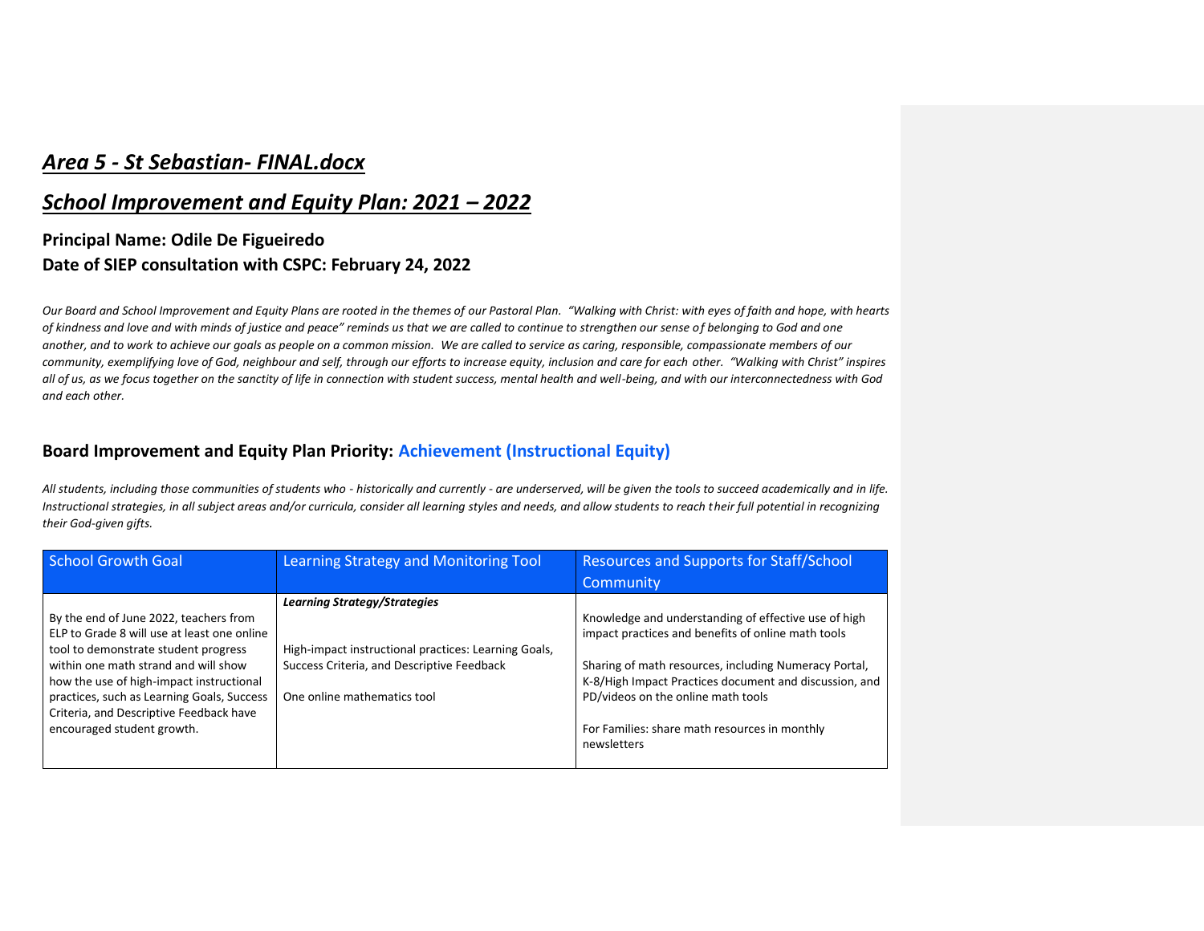# *Area 5 - St Sebastian- FINAL.docx*

## *School Improvement and Equity Plan: 2021 – 2022*

### Principal Name: Odile De Figueiredo
### Date of SIEP consultation with CSPC: February 24, 2022

*Our Board and School Improvement and Equity Plans are rooted in the themes of our Pastoral Plan. "Walking with Christ: with eyes of faith and hope, with hearts of kindness and love and with minds of justice and peace" reminds us that we are called to continue to strengthen our sense of belonging to God and one another, and to work to achieve our goals as people on a common mission. We are called to service as caring, responsible, compassionate members of our community, exemplifying love of God, neighbour and self, through our efforts to increase equity, inclusion and care for each other. "Walking with Christ" inspires all of us, as we focus together on the sanctity of life in connection with student success, mental health and well-being, and with our interconnectedness with God and each other.*

### Board Improvement and Equity Plan Priority: Achievement (Instructional Equity)

*All students, including those communities of students who - historically and currently - are underserved, will be given the tools to succeed academically and in life. Instructional strategies, in all subject areas and/or curricula, consider all learning styles and needs, and allow students to reach their full potential in recognizing their God-given gifts.*

| School Growth Goal | Learning Strategy and Monitoring Tool | Resources and Supports for Staff/School Community |
|---|---|---|
| By the end of June 2022, teachers from ELP to Grade 8 will use at least one online tool to demonstrate student progress within one math strand and will show how the use of high-impact instructional practices, such as Learning Goals, Success Criteria, and Descriptive Feedback have encouraged student growth. | ***Learning Strategy/Strategies***<br><br>High-impact instructional practices: Learning Goals, Success Criteria, and Descriptive Feedback<br><br>One online mathematics tool | Knowledge and understanding of effective use of high impact practices and benefits of online math tools<br><br>Sharing of math resources, including Numeracy Portal, K-8/High Impact Practices document and discussion, and PD/videos on the online math tools<br><br>For Families: share math resources in monthly newsletters |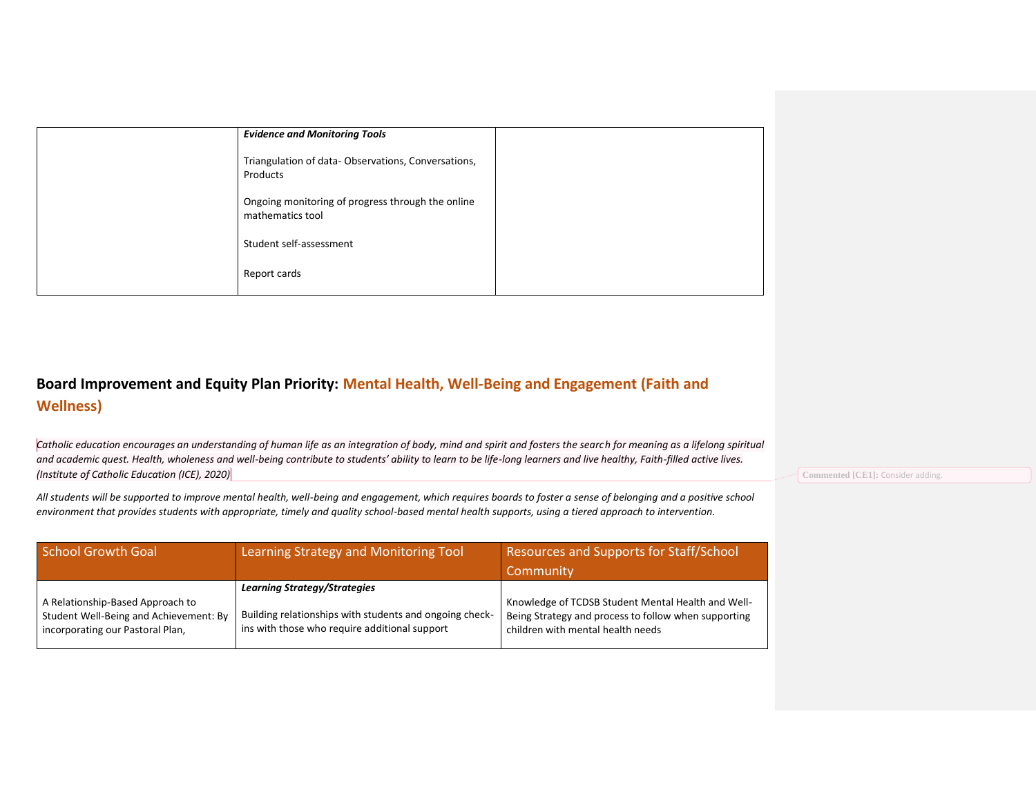|  | ***Evidence and Monitoring Tools*** <br><br> Triangulation of data- Observations, Conversations, Products <br><br> Ongoing monitoring of progress through the online mathematics tool <br><br> Student self-assessment <br><br> Report cards |  |
|---|---|---|

## Board Improvement and Equity Plan Priority: Mental Health, Well-Being and Engagement (Faith and Wellness)

*Catholic education encourages an understanding of human life as an integration of body, mind and spirit and fosters the search for meaning as a lifelong spiritual and academic quest. Health, wholeness and well-being contribute to students' ability to learn to be life-long learners and live healthy, Faith-filled active lives. (Institute of Catholic Education (ICE), 2020)*

**Commented [CE1]:** Consider adding.

*All students will be supported to improve mental health, well-being and engagement, which requires boards to foster a sense of belonging and a positive school environment that provides students with appropriate, timely and quality school-based mental health supports, using a tiered approach to intervention.*

| School Growth Goal | Learning Strategy and Monitoring Tool | Resources and Supports for Staff/School Community |
|---|---|---|
| A Relationship-Based Approach to Student Well-Being and Achievement: By incorporating our Pastoral Plan, | ***Learning Strategy/Strategies*** <br><br> Building relationships with students and ongoing check-ins with those who require additional support | Knowledge of TCDSB Student Mental Health and Well-Being Strategy and process to follow when supporting children with mental health needs |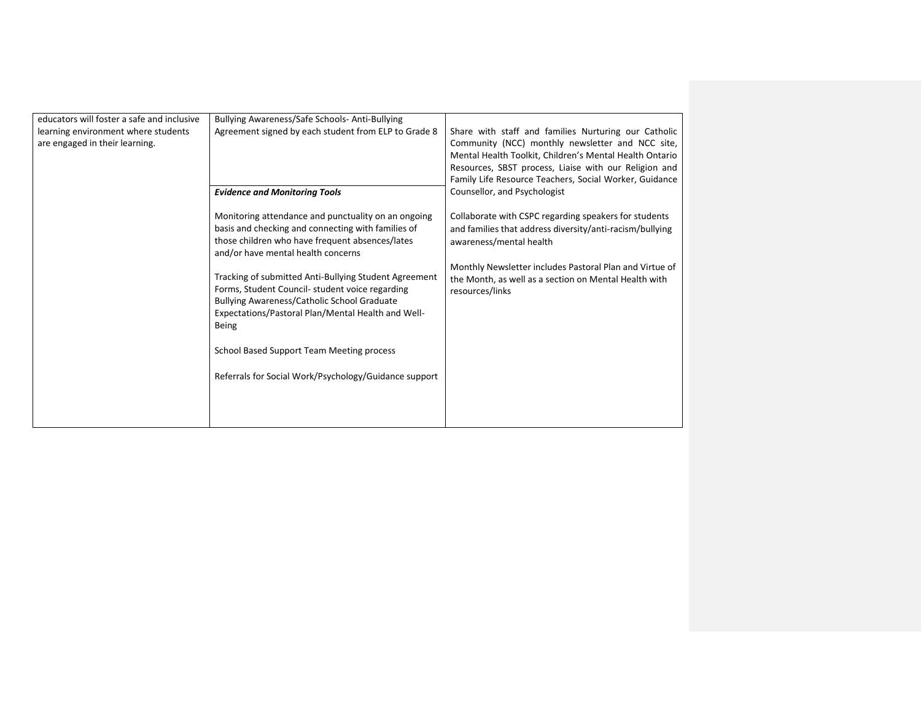| | | |
|---|---|---|
| educators will foster a safe and inclusive learning environment where students are engaged in their learning. | Bullying Awareness/Safe Schools- Anti-Bullying Agreement signed by each student from ELP to Grade 8 | Share with staff and families Nurturing our Catholic Community (NCC) monthly newsletter and NCC site, Mental Health Toolkit, Children's Mental Health Ontario Resources, SBST process, Liaise with our Religion and Family Life Resource Teachers, Social Worker, Guidance Counsellor, and Psychologist<br><br>Collaborate with CSPC regarding speakers for students and families that address diversity/anti-racism/bullying awareness/mental health<br><br>Monthly Newsletter includes Pastoral Plan and Virtue of the Month, as well as a section on Mental Health with resources/links |
| | ***Evidence and Monitoring Tools***<br><br>Monitoring attendance and punctuality on an ongoing basis and checking and connecting with families of those children who have frequent absences/lates and/or have mental health concerns<br><br>Tracking of submitted Anti-Bullying Student Agreement Forms, Student Council- student voice regarding Bullying Awareness/Catholic School Graduate Expectations/Pastoral Plan/Mental Health and Well-Being<br><br>School Based Support Team Meeting process<br><br>Referrals for Social Work/Psychology/Guidance support | |